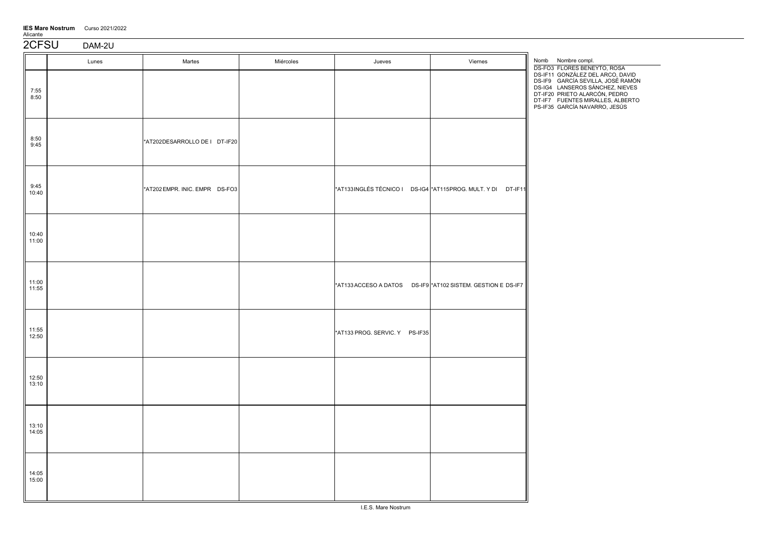**IES Mare Nostrum** Curso 2021/2022
Alicante

## 2CFSU DAM-2U

| | Lunes | Martes | Miércoles | Jueves | Viernes |
|---|---|---|---|---|---|
| 7:55 8:50 | | | | | |
| 8:50 9:45 | | *AT202 DESARROLLO DE I DT-IF20 | | | |
| 9:45 10:40 | | *AT202 EMPR. INIC. EMPR DS-FO3 | | *AT133 INGLÉS TÉCNICO I DS-IG4 | *AT115 PROG. MULT. Y DI DT-IF11 |
| 10:40 11:00 | | | | | |
| 11:00 11:55 | | | | *AT133 ACCESO A DATOS DS-IF9 | *AT102 SISTEM. GESTION E DS-IF7 |
| 11:55 12:50 | | | | *AT133 PROG. SERVIC. Y PS-IF35 | |
| 12:50 13:10 | | | | | |
| 13:10 14:05 | | | | | |
| 14:05 15:00 | | | | | |

| Nomb | Nombre compl. |
|---|---|
| DS-FO3 | FLORES BENEYTO, ROSA |
| DS-IF11 | GONZÁLEZ DEL ARCO, DAVID |
| DS-IF9 | GARCÍA SEVILLA, JOSÉ RAMÓN |
| DS-IG4 | LANSEROS SÁNCHEZ, NIEVES |
| DT-IF20 | PRIETO ALARCÓN, PEDRO |
| DT-IF7 | FUENTES MIRALLES, ALBERTO |
| PS-IF35 | GARCÍA NAVARRO, JESÚS |

I.E.S. Mare Nostrum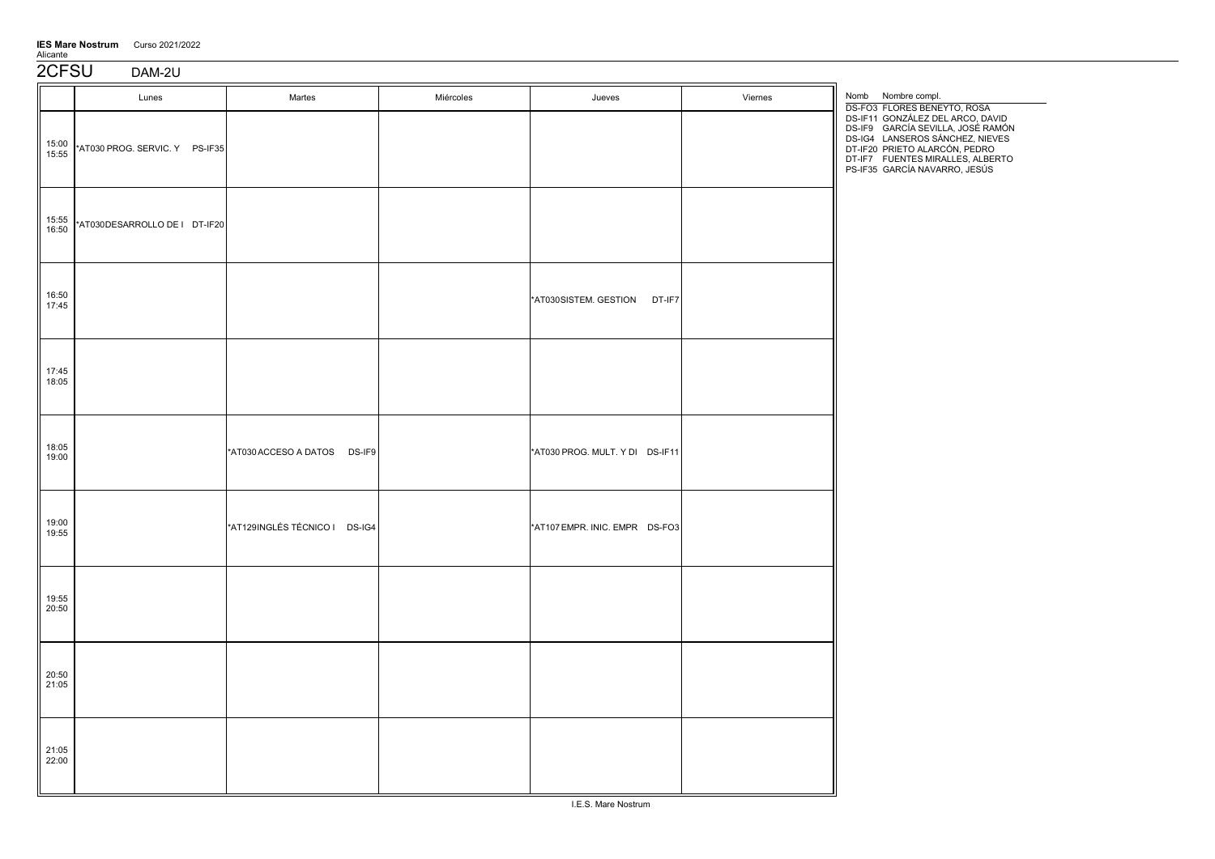**IES Mare Nostrum** Curso 2021/2022
Alicante

## 2CFSU DAM-2U

| | Lunes | Martes | Miércoles | Jueves | Viernes |
|---|---|---|---|---|---|
| 15:00 15:55 | *AT030 PROG. SERVIC. Y PS-IF35 | | | | |
| 15:55 16:50 | *AT030DESARROLLO DE I DT-IF20 | | | | |
| 16:50 17:45 | | | | *AT030SISTEM. GESTION DT-IF7 | |
| 17:45 18:05 | | | | | |
| 18:05 19:00 | | *AT030 ACCESO A DATOS DS-IF9 | | *AT030 PROG. MULT. Y DI DS-IF11 | |
| 19:00 19:55 | | *AT129INGLÉS TÉCNICO I DS-IG4 | | *AT107 EMPR. INIC. EMPR DS-FO3 | |
| 19:55 20:50 | | | | | |
| 20:50 21:05 | | | | | |
| 21:05 22:00 | | | | | |

| Nomb | Nombre compl. |
|---|---|
| DS-FO3 | FLORES BENEYTO, ROSA |
| DS-IF11 | GONZÁLEZ DEL ARCO, DAVID |
| DS-IF9 | GARCÍA SEVILLA, JOSÉ RAMÓN |
| DS-IG4 | LANSEROS SÁNCHEZ, NIEVES |
| DT-IF20 | PRIETO ALARCÓN, PEDRO |
| DT-IF7 | FUENTES MIRALLES, ALBERTO |
| PS-IF35 | GARCÍA NAVARRO, JESÚS |

I.E.S. Mare Nostrum